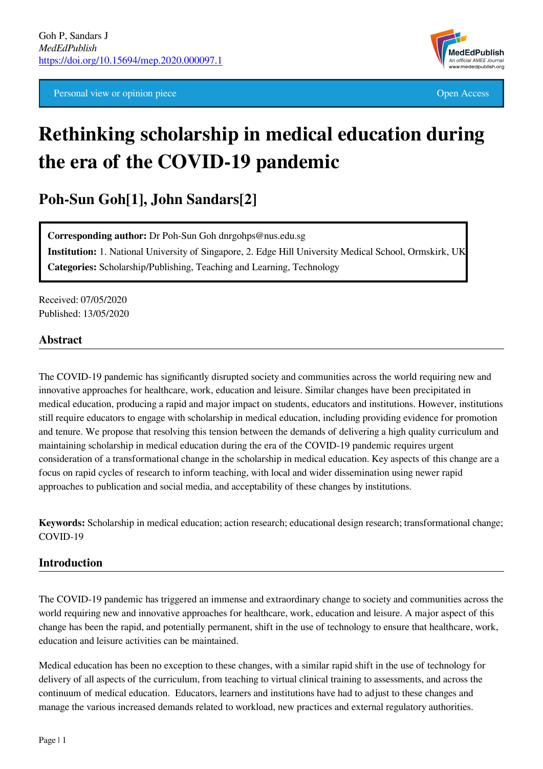Goh P, Sandars J
*MedEdPublish*
https://doi.org/10.15694/mep.2020.000097.1

Personal view or opinion piece | Open Access

# Rethinking scholarship in medical education during the era of the COVID-19 pandemic

## Poh-Sun Goh[1], John Sandars[2]

**Corresponding author:** Dr Poh-Sun Goh dnrgohps@nus.edu.sg
**Institution:** 1. National University of Singapore, 2. Edge Hill University Medical School, Ormskirk, UK
**Categories:** Scholarship/Publishing, Teaching and Learning, Technology

Received: 07/05/2020
Published: 13/05/2020

### Abstract

The COVID-19 pandemic has significantly disrupted society and communities across the world requiring new and innovative approaches for healthcare, work, education and leisure. Similar changes have been precipitated in medical education, producing a rapid and major impact on students, educators and institutions. However, institutions still require educators to engage with scholarship in medical education, including providing evidence for promotion and tenure. We propose that resolving this tension between the demands of delivering a high quality curriculum and maintaining scholarship in medical education during the era of the COVID-19 pandemic requires urgent consideration of a transformational change in the scholarship in medical education. Key aspects of this change are a focus on rapid cycles of research to inform teaching, with local and wider dissemination using newer rapid approaches to publication and social media, and acceptability of these changes by institutions.

**Keywords:** Scholarship in medical education; action research; educational design research; transformational change; COVID-19

### Introduction

The COVID-19 pandemic has triggered an immense and extraordinary change to society and communities across the world requiring new and innovative approaches for healthcare, work, education and leisure. A major aspect of this change has been the rapid, and potentially permanent, shift in the use of technology to ensure that healthcare, work, education and leisure activities can be maintained.

Medical education has been no exception to these changes, with a similar rapid shift in the use of technology for delivery of all aspects of the curriculum, from teaching to virtual clinical training to assessments, and across the continuum of medical education. Educators, learners and institutions have had to adjust to these changes and manage the various increased demands related to workload, new practices and external regulatory authorities.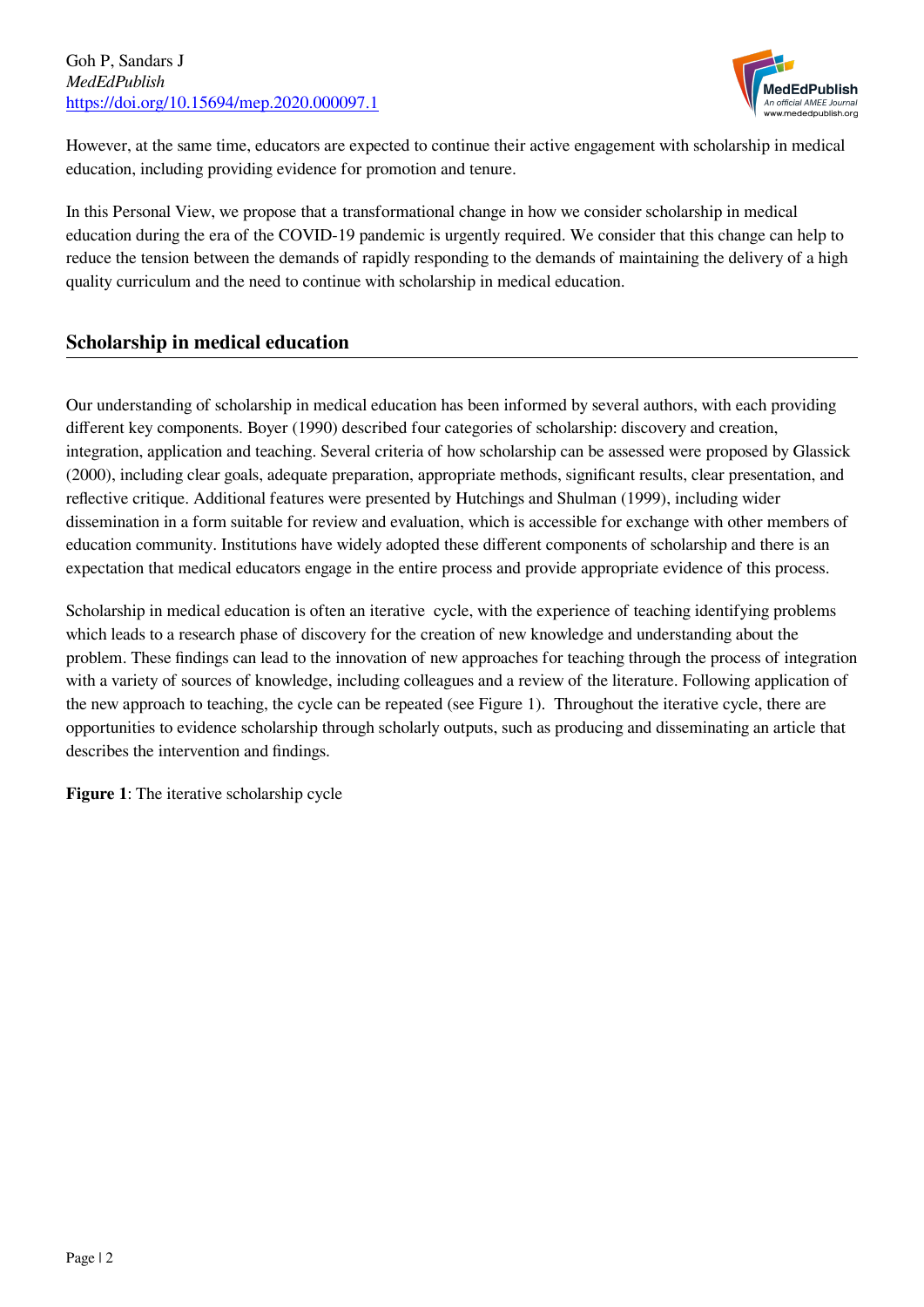However, at the same time, educators are expected to continue their active engagement with scholarship in medical education, including providing evidence for promotion and tenure.

In this Personal View, we propose that a transformational change in how we consider scholarship in medical education during the era of the COVID-19 pandemic is urgently required. We consider that this change can help to reduce the tension between the demands of rapidly responding to the demands of maintaining the delivery of a high quality curriculum and the need to continue with scholarship in medical education.

## Scholarship in medical education

Our understanding of scholarship in medical education has been informed by several authors, with each providing different key components. Boyer (1990) described four categories of scholarship: discovery and creation, integration, application and teaching. Several criteria of how scholarship can be assessed were proposed by Glassick (2000), including clear goals, adequate preparation, appropriate methods, significant results, clear presentation, and reflective critique. Additional features were presented by Hutchings and Shulman (1999), including wider dissemination in a form suitable for review and evaluation, which is accessible for exchange with other members of education community. Institutions have widely adopted these different components of scholarship and there is an expectation that medical educators engage in the entire process and provide appropriate evidence of this process.

Scholarship in medical education is often an iterative cycle, with the experience of teaching identifying problems which leads to a research phase of discovery for the creation of new knowledge and understanding about the problem. These findings can lead to the innovation of new approaches for teaching through the process of integration with a variety of sources of knowledge, including colleagues and a review of the literature. Following application of the new approach to teaching, the cycle can be repeated (see Figure 1). Throughout the iterative cycle, there are opportunities to evidence scholarship through scholarly outputs, such as producing and disseminating an article that describes the intervention and findings.

**Figure 1**: The iterative scholarship cycle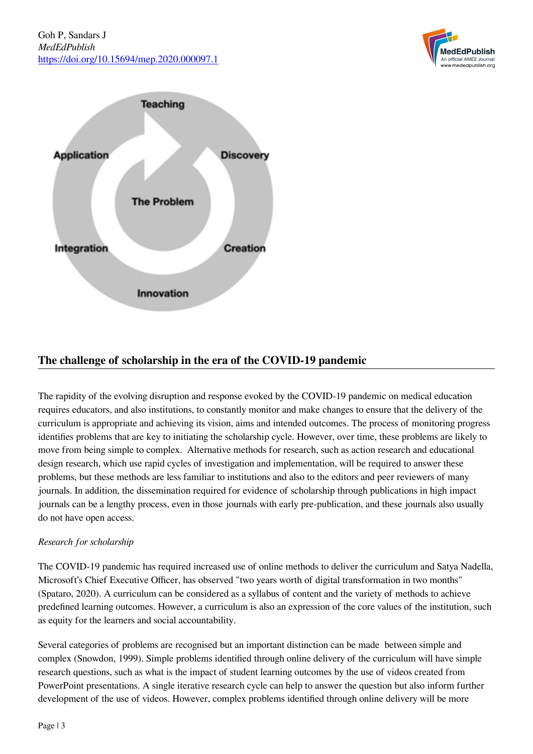## The challenge of scholarship in the era of the COVID-19 pandemic

The rapidity of the evolving disruption and response evoked by the COVID-19 pandemic on medical education requires educators, and also institutions, to constantly monitor and make changes to ensure that the delivery of the curriculum is appropriate and achieving its vision, aims and intended outcomes. The process of monitoring progress identifies problems that are key to initiating the scholarship cycle. However, over time, these problems are likely to move from being simple to complex. Alternative methods for research, such as action research and educational design research, which use rapid cycles of investigation and implementation, will be required to answer these problems, but these methods are less familiar to institutions and also to the editors and peer reviewers of many journals. In addition, the dissemination required for evidence of scholarship through publications in high impact journals can be a lengthy process, even in those journals with early pre-publication, and these journals also usually do not have open access.

*Research for scholarship*

The COVID-19 pandemic has required increased use of online methods to deliver the curriculum and Satya Nadella, Microsoft's Chief Executive Officer, has observed "two years worth of digital transformation in two months" (Spataro, 2020). A curriculum can be considered as a syllabus of content and the variety of methods to achieve predefined learning outcomes. However, a curriculum is also an expression of the core values of the institution, such as equity for the learners and social accountability.

Several categories of problems are recognised but an important distinction can be made between simple and complex (Snowdon, 1999). Simple problems identified through online delivery of the curriculum will have simple research questions, such as what is the impact of student learning outcomes by the use of videos created from PowerPoint presentations. A single iterative research cycle can help to answer the question but also inform further development of the use of videos. However, complex problems identified through online delivery will be more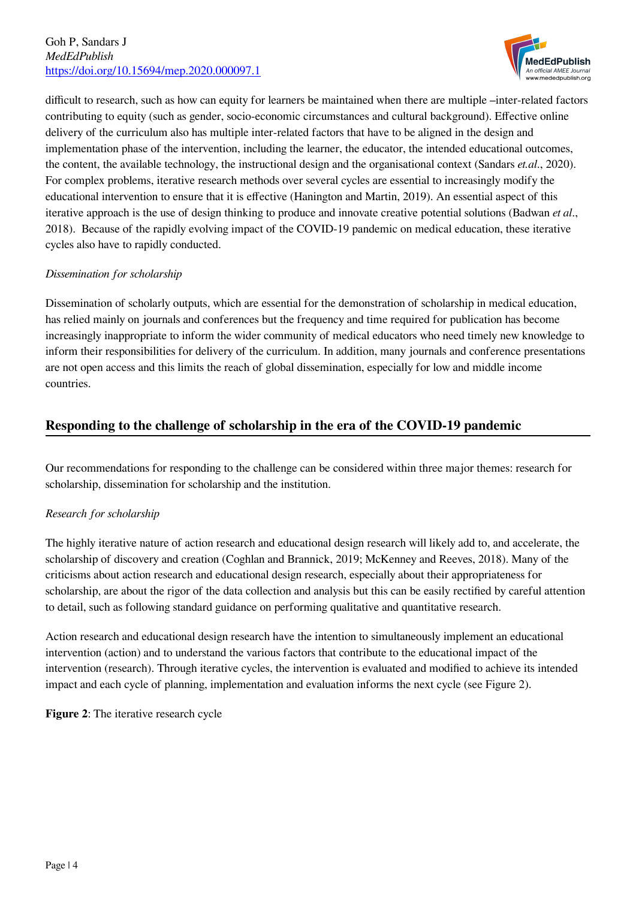difficult to research, such as how can equity for learners be maintained when there are multiple –inter-related factors contributing to equity (such as gender, socio-economic circumstances and cultural background). Effective online delivery of the curriculum also has multiple inter-related factors that have to be aligned in the design and implementation phase of the intervention, including the learner, the educator, the intended educational outcomes, the content, the available technology, the instructional design and the organisational context (Sandars *et.al*., 2020). For complex problems, iterative research methods over several cycles are essential to increasingly modify the educational intervention to ensure that it is effective (Hanington and Martin, 2019). An essential aspect of this iterative approach is the use of design thinking to produce and innovate creative potential solutions (Badwan *et al*., 2018). Because of the rapidly evolving impact of the COVID-19 pandemic on medical education, these iterative cycles also have to rapidly conducted.

*Dissemination for scholarship*

Dissemination of scholarly outputs, which are essential for the demonstration of scholarship in medical education, has relied mainly on journals and conferences but the frequency and time required for publication has become increasingly inappropriate to inform the wider community of medical educators who need timely new knowledge to inform their responsibilities for delivery of the curriculum. In addition, many journals and conference presentations are not open access and this limits the reach of global dissemination, especially for low and middle income countries.

## Responding to the challenge of scholarship in the era of the COVID-19 pandemic

Our recommendations for responding to the challenge can be considered within three major themes: research for scholarship, dissemination for scholarship and the institution.

*Research for scholarship*

The highly iterative nature of action research and educational design research will likely add to, and accelerate, the scholarship of discovery and creation (Coghlan and Brannick, 2019; McKenney and Reeves, 2018). Many of the criticisms about action research and educational design research, especially about their appropriateness for scholarship, are about the rigor of the data collection and analysis but this can be easily rectified by careful attention to detail, such as following standard guidance on performing qualitative and quantitative research.

Action research and educational design research have the intention to simultaneously implement an educational intervention (action) and to understand the various factors that contribute to the educational impact of the intervention (research). Through iterative cycles, the intervention is evaluated and modified to achieve its intended impact and each cycle of planning, implementation and evaluation informs the next cycle (see Figure 2).

**Figure 2**: The iterative research cycle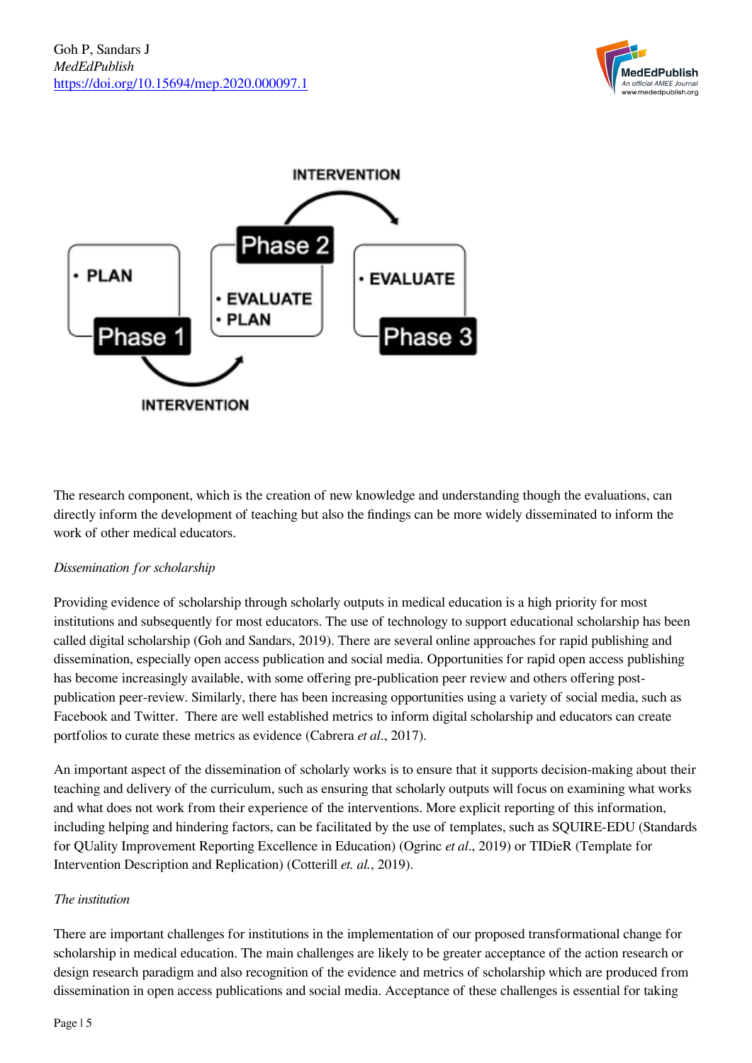The research component, which is the creation of new knowledge and understanding though the evaluations, can directly inform the development of teaching but also the findings can be more widely disseminated to inform the work of other medical educators.

*Dissemination for scholarship*

Providing evidence of scholarship through scholarly outputs in medical education is a high priority for most institutions and subsequently for most educators. The use of technology to support educational scholarship has been called digital scholarship (Goh and Sandars, 2019). There are several online approaches for rapid publishing and dissemination, especially open access publication and social media. Opportunities for rapid open access publishing has become increasingly available, with some offering pre-publication peer review and others offering post-publication peer-review. Similarly, there has been increasing opportunities using a variety of social media, such as Facebook and Twitter. There are well established metrics to inform digital scholarship and educators can create portfolios to curate these metrics as evidence (Cabrera *et al*., 2017).

An important aspect of the dissemination of scholarly works is to ensure that it supports decision-making about their teaching and delivery of the curriculum, such as ensuring that scholarly outputs will focus on examining what works and what does not work from their experience of the interventions. More explicit reporting of this information, including helping and hindering factors, can be facilitated by the use of templates, such as SQUIRE-EDU (Standards for QUality Improvement Reporting Excellence in Education) (Ogrinc *et al*., 2019) or TIDieR (Template for Intervention Description and Replication) (Cotterill *et. al.*, 2019).

*The institution*

There are important challenges for institutions in the implementation of our proposed transformational change for scholarship in medical education. The main challenges are likely to be greater acceptance of the action research or design research paradigm and also recognition of the evidence and metrics of scholarship which are produced from dissemination in open access publications and social media. Acceptance of these challenges is essential for taking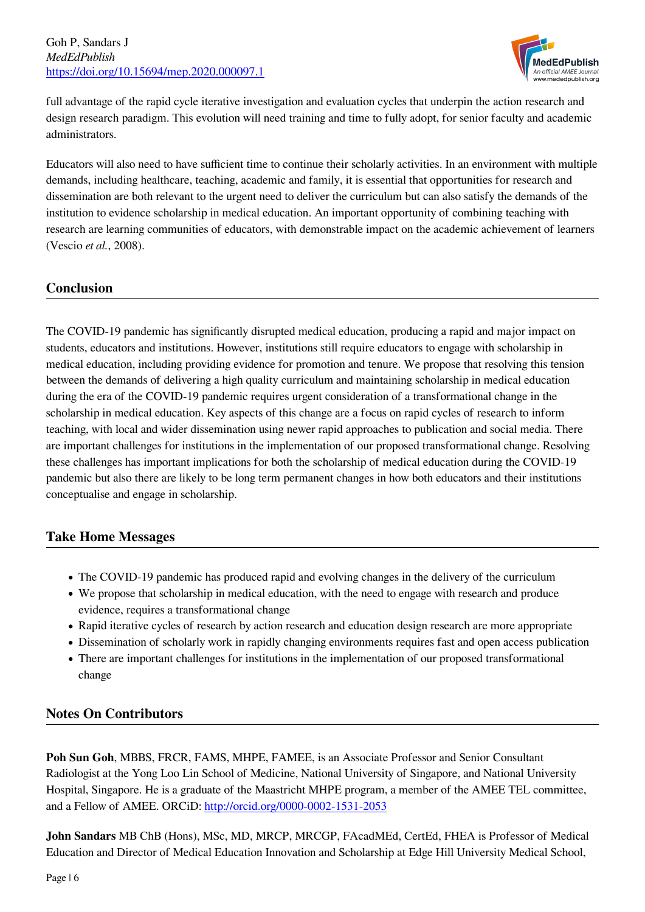full advantage of the rapid cycle iterative investigation and evaluation cycles that underpin the action research and design research paradigm. This evolution will need training and time to fully adopt, for senior faculty and academic administrators.

Educators will also need to have sufficient time to continue their scholarly activities. In an environment with multiple demands, including healthcare, teaching, academic and family, it is essential that opportunities for research and dissemination are both relevant to the urgent need to deliver the curriculum but can also satisfy the demands of the institution to evidence scholarship in medical education. An important opportunity of combining teaching with research are learning communities of educators, with demonstrable impact on the academic achievement of learners (Vescio *et al.*, 2008).

## Conclusion

The COVID-19 pandemic has significantly disrupted medical education, producing a rapid and major impact on students, educators and institutions. However, institutions still require educators to engage with scholarship in medical education, including providing evidence for promotion and tenure. We propose that resolving this tension between the demands of delivering a high quality curriculum and maintaining scholarship in medical education during the era of the COVID-19 pandemic requires urgent consideration of a transformational change in the scholarship in medical education. Key aspects of this change are a focus on rapid cycles of research to inform teaching, with local and wider dissemination using newer rapid approaches to publication and social media. There are important challenges for institutions in the implementation of our proposed transformational change. Resolving these challenges has important implications for both the scholarship of medical education during the COVID-19 pandemic but also there are likely to be long term permanent changes in how both educators and their institutions conceptualise and engage in scholarship.

## Take Home Messages

- The COVID-19 pandemic has produced rapid and evolving changes in the delivery of the curriculum
- We propose that scholarship in medical education, with the need to engage with research and produce evidence, requires a transformational change
- Rapid iterative cycles of research by action research and education design research are more appropriate
- Dissemination of scholarly work in rapidly changing environments requires fast and open access publication
- There are important challenges for institutions in the implementation of our proposed transformational change

## Notes On Contributors

**Poh Sun Goh**, MBBS, FRCR, FAMS, MHPE, FAMEE, is an Associate Professor and Senior Consultant Radiologist at the Yong Loo Lin School of Medicine, National University of Singapore, and National University Hospital, Singapore. He is a graduate of the Maastricht MHPE program, a member of the AMEE TEL committee, and a Fellow of AMEE. ORCiD: http://orcid.org/0000-0002-1531-2053

**John Sandars** MB ChB (Hons), MSc, MD, MRCP, MRCGP, FAcadMEd, CertEd, FHEA is Professor of Medical Education and Director of Medical Education Innovation and Scholarship at Edge Hill University Medical School,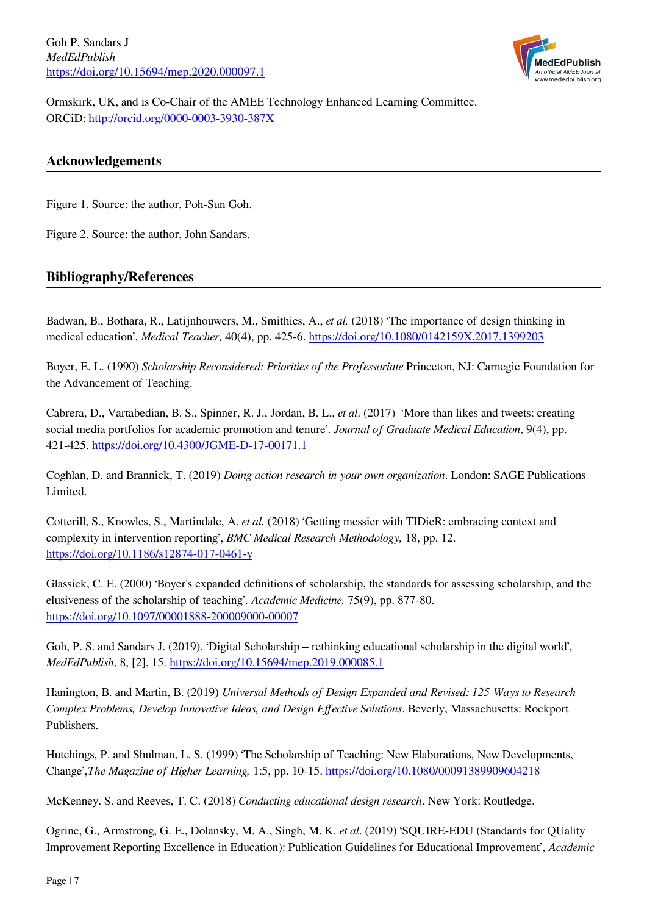Ormskirk, UK, and is Co-Chair of the AMEE Technology Enhanced Learning Committee.
ORCiD: http://orcid.org/0000-0003-3930-387X

## Acknowledgements

Figure 1. Source: the author, Poh-Sun Goh.

Figure 2. Source: the author, John Sandars.

## Bibliography/References

Badwan, B., Bothara, R., Latijnhouwers, M., Smithies, A., *et al.* (2018) 'The importance of design thinking in medical education', *Medical Teacher,* 40(4), pp. 425-6. https://doi.org/10.1080/0142159X.2017.1399203

Boyer, E. L. (1990) *Scholarship Reconsidered: Priorities of the Professoriate* Princeton, NJ: Carnegie Foundation for the Advancement of Teaching.

Cabrera, D., Vartabedian, B. S., Spinner, R. J., Jordan, B. L., *et al*. (2017) 'More than likes and tweets: creating social media portfolios for academic promotion and tenure'. *Journal of Graduate Medical Education*, 9(4), pp. 421-425. https://doi.org/10.4300/JGME-D-17-00171.1

Coghlan, D. and Brannick, T. (2019) *Doing action research in your own organization*. London: SAGE Publications Limited.

Cotterill, S., Knowles, S., Martindale, A. *et al.* (2018) 'Getting messier with TIDieR: embracing context and complexity in intervention reporting', *BMC Medical Research Methodology,* 18, pp. 12. https://doi.org/10.1186/s12874-017-0461-y

Glassick, C. E. (2000) 'Boyer's expanded definitions of scholarship, the standards for assessing scholarship, and the elusiveness of the scholarship of teaching'. *Academic Medicine,* 75(9), pp. 877-80. https://doi.org/10.1097/00001888-200009000-00007

Goh, P. S. and Sandars J. (2019). 'Digital Scholarship – rethinking educational scholarship in the digital world', *MedEdPublish*, 8, [2], 15. https://doi.org/10.15694/mep.2019.000085.1

Hanington, B. and Martin, B. (2019) *Universal Methods of Design Expanded and Revised: 125 Ways to Research Complex Problems, Develop Innovative Ideas, and Design Effective Solutions*. Beverly, Massachusetts: Rockport Publishers.

Hutchings, P. and Shulman, L. S. (1999) 'The Scholarship of Teaching: New Elaborations, New Developments, Change',*The Magazine of Higher Learning,* 1:5, pp. 10-15. https://doi.org/10.1080/00091389909604218

McKenney. S. and Reeves, T. C. (2018) *Conducting educational design research*. New York: Routledge.

Ogrinc, G., Armstrong, G. E., Dolansky, M. A., Singh, M. K. *et al*. (2019) 'SQUIRE-EDU (Standards for QUality Improvement Reporting Excellence in Education): Publication Guidelines for Educational Improvement', *Academic*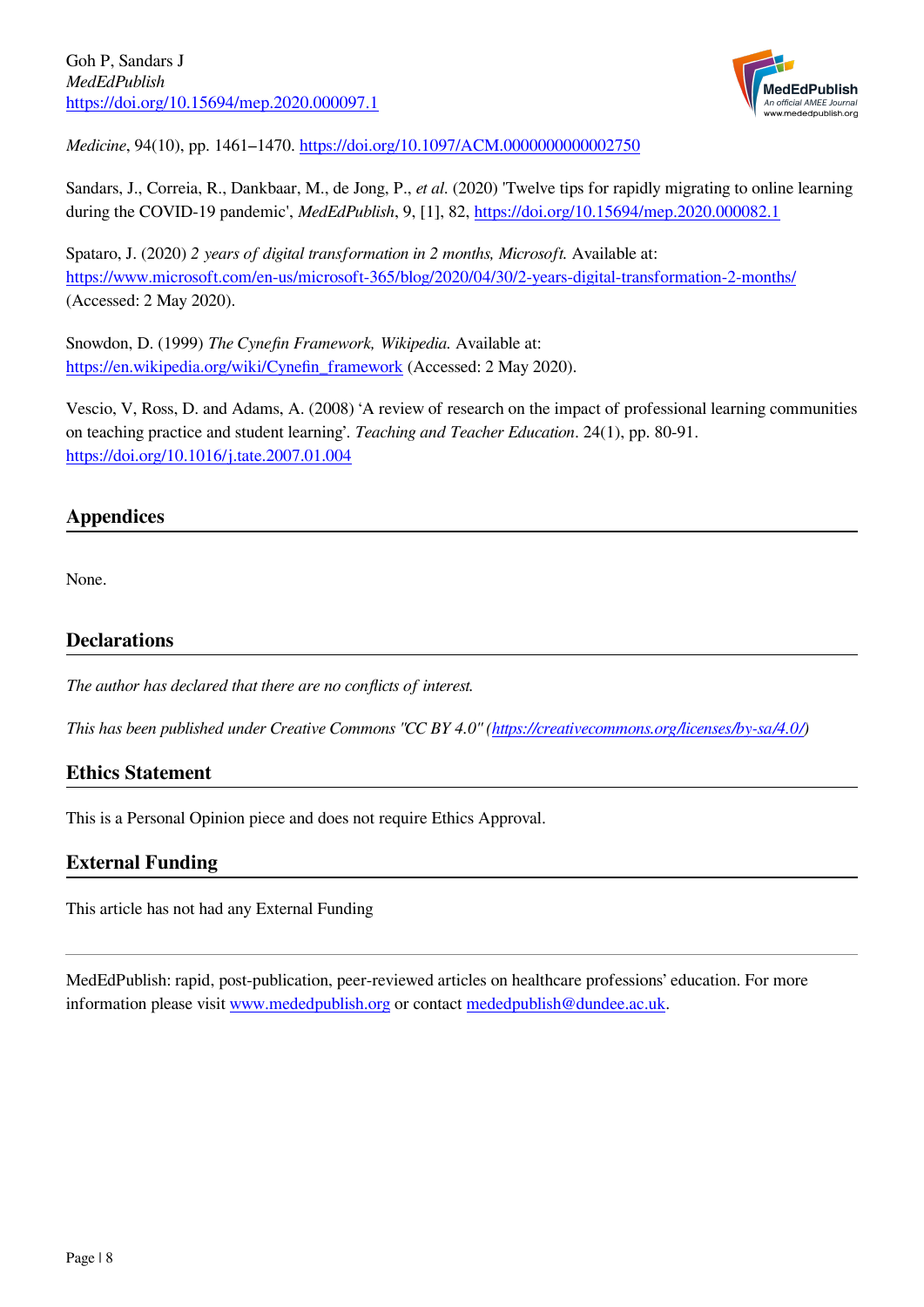*Medicine*, 94(10), pp. 1461–1470. https://doi.org/10.1097/ACM.0000000000002750

Sandars, J., Correia, R., Dankbaar, M., de Jong, P., *et al*. (2020) 'Twelve tips for rapidly migrating to online learning during the COVID-19 pandemic', *MedEdPublish*, 9, [1], 82, https://doi.org/10.15694/mep.2020.000082.1

Spataro, J. (2020) *2 years of digital transformation in 2 months, Microsoft.* Available at: https://www.microsoft.com/en-us/microsoft-365/blog/2020/04/30/2-years-digital-transformation-2-months/ (Accessed: 2 May 2020).

Snowdon, D. (1999) *The Cynefin Framework, Wikipedia.* Available at: https://en.wikipedia.org/wiki/Cynefin_framework (Accessed: 2 May 2020).

Vescio, V, Ross, D. and Adams, A. (2008) 'A review of research on the impact of professional learning communities on teaching practice and student learning'. *Teaching and Teacher Education*. 24(1), pp. 80-91. https://doi.org/10.1016/j.tate.2007.01.004

## Appendices

None.

## Declarations

*The author has declared that there are no conflicts of interest.*

*This has been published under Creative Commons "CC BY 4.0" (https://creativecommons.org/licenses/by-sa/4.0/)*

## Ethics Statement

This is a Personal Opinion piece and does not require Ethics Approval.

## External Funding

This article has not had any External Funding

---

MedEdPublish: rapid, post-publication, peer-reviewed articles on healthcare professions' education. For more information please visit www.mededpublish.org or contact mededpublish@dundee.ac.uk.